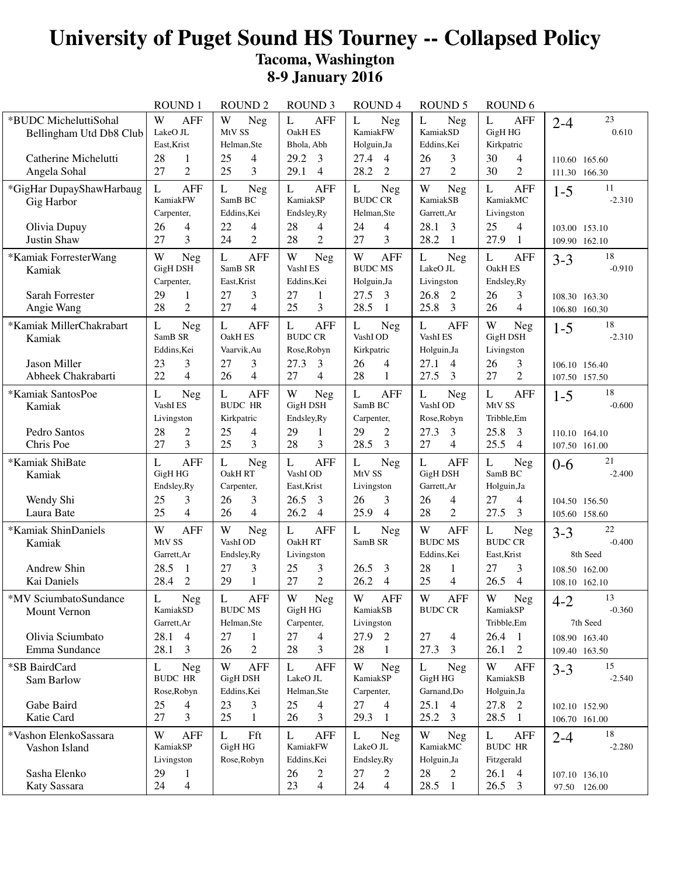# University of Puget Sound HS Tourney -- Collapsed Policy

## Tacoma, Washington

## 8-9 January 2016

| | ROUND 1 | ROUND 2 | ROUND 3 | ROUND 4 | ROUND 5 | ROUND 6 | |
|---|---|---|---|---|---|---|---|
| *BUDC MicheluttiSohal<br>Bellingham Utd Db8 Club<br><br>Catherine Michelutti<br>Angela Sohal | W AFF<br>LakeO JL<br>East,Krist<br>28 1<br>27 2 | W Neg<br>MtV SS<br>Helman,Ste<br>25 4<br>25 3 | L AFF<br>OakH ES<br>Bhola, Abh<br>29.2 3<br>29.1 4 | L Neg<br>KamiakFW<br>Holguin,Ja<br>27.4 4<br>28.2 2 | L Neg<br>KamiakSD<br>Eddins,Kei<br>26 3<br>27 2 | L AFF<br>GigH HG<br>Kirkpatric<br>30 4<br>30 2 | 2-4 23<br>0.610<br><br>110.60 165.60<br>111.30 166.30 |
| *GigHar DupayShawHarbaug<br>Gig Harbor<br><br>Olivia Dupuy<br>Justin Shaw | L AFF<br>KamiakFW<br>Carpenter,<br>26 4<br>27 3 | L Neg<br>SamB BC<br>Eddins,Kei<br>22 4<br>24 2 | L AFF<br>KamiakSP<br>Endsley,Ry<br>28 4<br>28 2 | L Neg<br>BUDC CR<br>Helman,Ste<br>24 4<br>27 3 | W Neg<br>KamiakSB<br>Garrett,Ar<br>28.1 3<br>28.2 1 | L AFF<br>KamiakMC<br>Livingston<br>25 4<br>27.9 1 | 1-5 11<br>-2.310<br><br>103.00 153.10<br>109.90 162.10 |
| *Kamiak ForresterWang<br>Kamiak<br><br>Sarah Forrester<br>Angie Wang | W Neg<br>GigH DSH<br>Carpenter,<br>29 1<br>28 2 | L AFF<br>SamB SR<br>East,Krist<br>27 3<br>27 4 | W Neg<br>VashI ES<br>Eddins,Kei<br>27 1<br>25 3 | W AFF<br>BUDC MS<br>Holguin,Ja<br>27.5 3<br>28.5 1 | L AFF<br>LakeO JL<br>Livingston<br>26.8 2<br>25.8 3 | L AFF<br>OakH ES<br>Endsley,Ry<br>26 3<br>26 4 | 3-3 18<br>-0.910<br><br>108.30 163.30<br>106.80 160.30 |
| *Kamiak MillerChakrabart<br>Kamiak<br><br>Jason Miller<br>Abheek Chakrabarti | L Neg<br>SamB SR<br>Eddins,Kei<br>23 3<br>22 4 | L AFF<br>OakH ES<br>Vaarvik,Au<br>27 3<br>26 4 | L AFF<br>BUDC CR<br>Rose,Robyn<br>27.3 3<br>27 4 | L Neg<br>VashI OD<br>Kirkpatric<br>26 4<br>28 1 | L AFF<br>VashI ES<br>Holguin,Ja<br>27.1 4<br>27.5 3 | W Neg<br>GigH DSH<br>Livingston<br>26 3<br>27 2 | 1-5 18<br>-2.310<br><br>106.10 156.40<br>107.50 157.50 |
| *Kamiak SantosPoe<br>Kamiak<br><br>Pedro Santos<br>Chris Poe | L Neg<br>VashI ES<br>Livingston<br>28 2<br>27 3 | L AFF<br>BUDC HR<br>Kirkpatric<br>25 4<br>25 3 | W Neg<br>GigH DSH<br>Endsley,Ry<br>29 1<br>28 3 | L AFF<br>SamB BC<br>Carpenter,<br>29 2<br>28.5 3 | L Neg<br>VashI OD<br>Rose,Robyn<br>27.3 3<br>27 4 | L AFF<br>MtV SS<br>Tribble,Em<br>25.8 3<br>25.5 4 | 1-5 18<br>-0.600<br><br>110.10 164.10<br>107.50 161.00 |
| *Kamiak ShiBate<br>Kamiak<br><br>Wendy Shi<br>Laura Bate | L AFF<br>GigH HG<br>Endsley,Ry<br>25 3<br>25 4 | L Neg<br>OakH RT<br>Carpenter,<br>26 3<br>26 4 | L AFF<br>VashI OD<br>East,Krist<br>26.5 3<br>26.2 4 | L Neg<br>MtV SS<br>Livingston<br>26 3<br>25.9 4 | L AFF<br>GigH DSH<br>Garrett,Ar<br>26 4<br>28 2 | L Neg<br>SamB BC<br>Holguin,Ja<br>27 4<br>27.5 3 | 0-6 21<br>-2.400<br><br>104.50 156.50<br>105.60 158.60 |
| *Kamiak ShinDaniels<br>Kamiak<br><br>Andrew Shin<br>Kai Daniels | W AFF<br>MtV SS<br>Garrett,Ar<br>28.5 1<br>28.4 2 | W Neg<br>VashI OD<br>Endsley,Ry<br>27 3<br>29 1 | L AFF<br>OakH RT<br>Livingston<br>25 3<br>27 2 | L Neg<br>SamB SR<br><br>26.5 3<br>26.2 4 | W AFF<br>BUDC MS<br>Eddins,Kei<br>28 1<br>25 4 | L Neg<br>BUDC CR<br>East,Krist<br>27 3<br>26.5 4 | 3-3 22<br>-0.400<br>8th Seed<br>108.50 162.00<br>108.10 162.10 |
| *MV SciumbatoSundance<br>Mount Vernon<br><br>Olivia Sciumbato<br>Emma Sundance | L Neg<br>KamiakSD<br>Garrett,Ar<br>28.1 4<br>28.1 3 | L AFF<br>BUDC MS<br>Helman,Ste<br>27 1<br>26 2 | W Neg<br>GigH HG<br>Carpenter,<br>27 4<br>28 3 | W AFF<br>KamiakSB<br>Livingston<br>27.9 2<br>28 1 | W AFF<br>BUDC CR<br><br>27 4<br>27.3 3 | W Neg<br>KamiakSP<br>Tribble,Em<br>26.4 1<br>26.1 2 | 4-2 13<br>-0.360<br>7th Seed<br>108.90 163.40<br>109.40 163.50 |
| *SB BairdCard<br>Sam Barlow<br><br>Gabe Baird<br>Katie Card | L Neg<br>BUDC HR<br>Rose,Robyn<br>25 4<br>27 3 | W AFF<br>GigH DSH<br>Eddins,Kei<br>23 3<br>25 1 | L AFF<br>LakeO JL<br>Helman,Ste<br>25 4<br>26 3 | W Neg<br>KamiakSP<br>Carpenter,<br>27 4<br>29.3 1 | L Neg<br>GigH HG<br>Garnand,Do<br>25.1 4<br>25.2 3 | W AFF<br>KamiakSB<br>Holguin,Ja<br>27.8 2<br>28.5 1 | 3-3 15<br>-2.540<br><br>102.10 152.90<br>106.70 161.00 |
| *Vashon ElenkoSassara<br>Vashon Island<br><br>Sasha Elenko<br>Katy Sassara | W AFF<br>KamiakSP<br>Livingston<br>29 1<br>24 4 | L Fft<br>GigH HG<br>Rose,Robyn | L AFF<br>KamiakFW<br>Eddins,Kei<br>26 2<br>23 4 | L Neg<br>LakeO JL<br>Endsley,Ry<br>27 2<br>24 4 | W Neg<br>KamiakMC<br>Holguin,Ja<br>28 2<br>28.5 1 | L AFF<br>BUDC HR<br>Fitzgerald<br>26.1 4<br>26.5 3 | 2-4 18<br>-2.280<br><br>107.10 136.10<br>97.50 126.00 |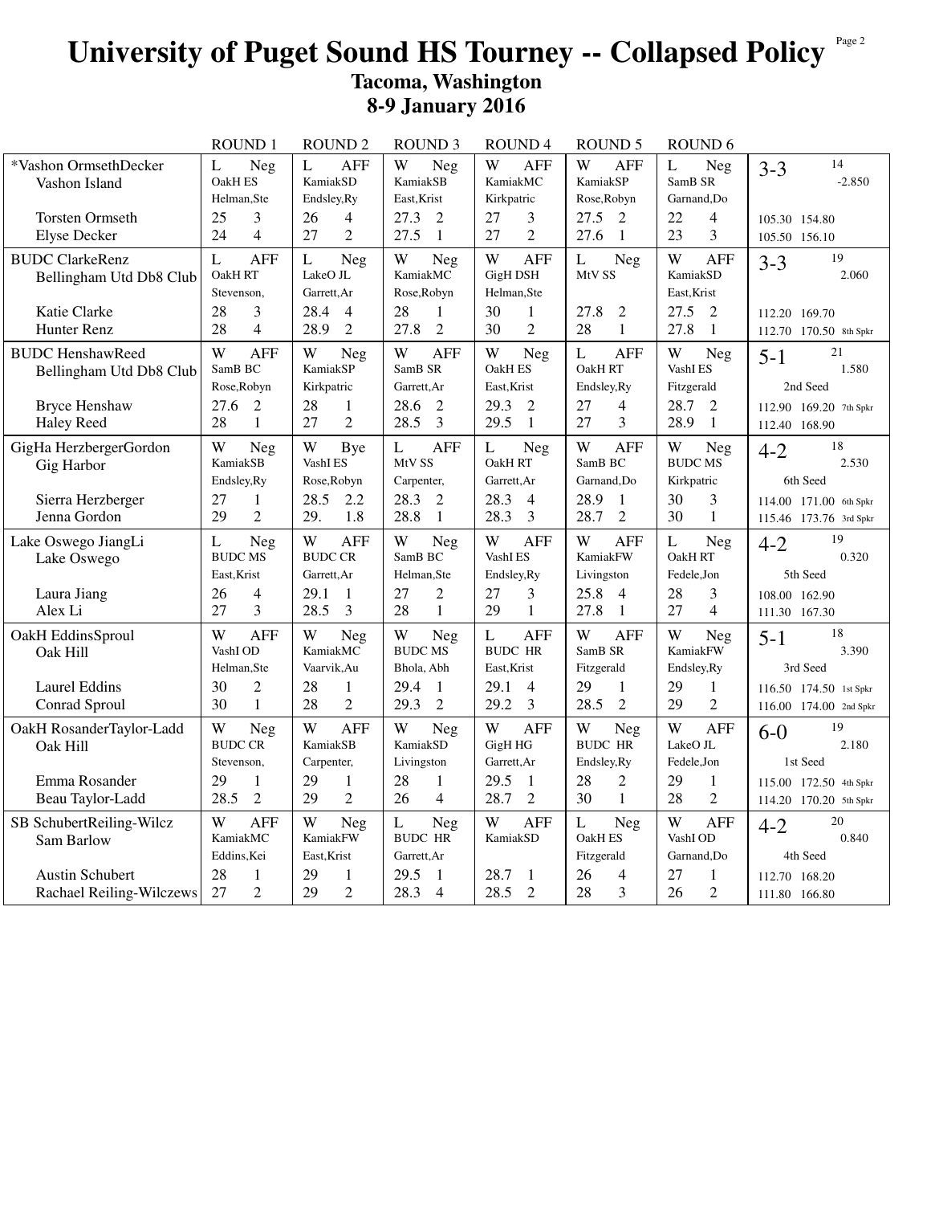# University of Puget Sound HS Tourney -- Collapsed Policy

## Tacoma, Washington

## 8-9 January 2016

| Team | ROUND 1 | ROUND 2 | ROUND 3 | ROUND 4 | ROUND 5 | ROUND 6 | Record |
|---|---|---|---|---|---|---|---|
| *Vashon OrmsethDecker<br>Vashon Island<br>Torsten Ormseth<br>Elyse Decker | L Neg<br>OakH ES<br>Helman,Ste<br>25 3<br>24 4 | L AFF<br>KamiakSD<br>Endsley,Ry<br>26 4<br>27 2 | W Neg<br>KamiakSB<br>East,Krist<br>27.3 2<br>27.5 1 | W AFF<br>KamiakMC<br>Kirkpatric<br>27 3<br>27 2 | W AFF<br>KamiakSP<br>Rose,Robyn<br>27.5 2<br>27.6 1 | L Neg<br>SamB SR<br>Garnand,Do<br>22 4<br>23 3 | 3-3 14<br>-2.850<br>105.30 154.80<br>105.50 156.10 |
| BUDC ClarkeRenz<br>Bellingham Utd Db8 Club<br>Katie Clarke<br>Hunter Renz | L AFF<br>OakH RT<br>Stevenson,<br>28 3<br>28 4 | L Neg<br>LakeO JL<br>Garrett,Ar<br>28.4 4<br>28.9 2 | W Neg<br>KamiakMC<br>Rose,Robyn<br>28 1<br>27.8 2 | W AFF<br>GigH DSH<br>Helman,Ste<br>30 1<br>30 2 | L Neg<br>MtV SS<br><br>27.8 2<br>28 1 | W AFF<br>KamiakSD<br>East,Krist<br>27.5 2<br>27.8 1 | 3-3 19<br>2.060<br>112.20 169.70<br>112.70 170.50 8th Spkr |
| BUDC HenshawReed<br>Bellingham Utd Db8 Club<br>Bryce Henshaw<br>Haley Reed | W AFF<br>SamB BC<br>Rose,Robyn<br>27.6 2<br>28 1 | W Neg<br>KamiakSP<br>Kirkpatric<br>28 1<br>27 2 | W AFF<br>SamB SR<br>Garrett,Ar<br>28.6 2<br>28.5 3 | W Neg<br>OakH ES<br>East,Krist<br>29.3 2<br>29.5 1 | L AFF<br>OakH RT<br>Endsley,Ry<br>27 4<br>27 3 | W Neg<br>VashI ES<br>Fitzgerald<br>28.7 2<br>28.9 1 | 5-1 21<br>1.580<br>2nd Seed<br>112.90 169.20 7th Spkr<br>112.40 168.90 |
| GigHa HerzbergerGordon<br>Gig Harbor<br>Sierra Herzberger<br>Jenna Gordon | W Neg<br>KamiakSB<br>Endsley,Ry<br>27 1<br>29 2 | W Bye<br>VashI ES<br>Rose,Robyn<br>28.5 2.2<br>29. 1.8 | L AFF<br>MtV SS<br>Carpenter,<br>28.3 2<br>28.8 1 | L Neg<br>OakH RT<br>Garrett,Ar<br>28.3 4<br>28.3 3 | W AFF<br>SamB BC<br>Garnand,Do<br>28.9 1<br>28.7 2 | W Neg<br>BUDC MS<br>Kirkpatric<br>30 3<br>30 1 | 4-2 18<br>2.530<br>6th Seed<br>114.00 171.00 6th Spkr<br>115.46 173.76 3rd Spkr |
| Lake Oswego JiangLi<br>Lake Oswego<br>Laura Jiang<br>Alex Li | L Neg<br>BUDC MS<br>East,Krist<br>26 4<br>27 3 | W AFF<br>BUDC CR<br>Garrett,Ar<br>29.1 1<br>28.5 3 | W Neg<br>SamB BC<br>Helman,Ste<br>27 2<br>28 1 | W AFF<br>VashI ES<br>Endsley,Ry<br>27 3<br>29 1 | W AFF<br>KamiakFW<br>Livingston<br>25.8 4<br>27.8 1 | L Neg<br>OakH RT<br>Fedele,Jon<br>28 3<br>27 4 | 4-2 19<br>0.320<br>5th Seed<br>108.00 162.90<br>111.30 167.30 |
| OakH EddinsSproul<br>Oak Hill<br>Laurel Eddins<br>Conrad Sproul | W AFF<br>VashI OD<br>Helman,Ste<br>30 2<br>30 1 | W Neg<br>KamiakMC<br>Vaarvik,Au<br>28 1<br>28 2 | W Neg<br>BUDC MS<br>Bhola, Abh<br>29.4 1<br>29.3 2 | L AFF<br>BUDC HR<br>East,Krist<br>29.1 4<br>29.2 3 | W AFF<br>SamB SR<br>Fitzgerald<br>29 1<br>28.5 2 | W Neg<br>KamiakFW<br>Endsley,Ry<br>29 1<br>29 2 | 5-1 18<br>3.390<br>3rd Seed<br>116.50 174.50 1st Spkr<br>116.00 174.00 2nd Spkr |
| OakH RosanderTaylor-Ladd<br>Oak Hill<br>Emma Rosander<br>Beau Taylor-Ladd | W Neg<br>BUDC CR<br>Stevenson,<br>29 1<br>28.5 2 | W AFF<br>KamiakSB<br>Carpenter,<br>29 1<br>29 2 | W Neg<br>KamiakSD<br>Livingston<br>28 1<br>26 4 | W AFF<br>GigH HG<br>Garrett,Ar<br>29.5 1<br>28.7 2 | W Neg<br>BUDC HR<br>Endsley,Ry<br>28 2<br>30 1 | W AFF<br>LakeO JL<br>Fedele,Jon<br>29 1<br>28 2 | 6-0 19<br>2.180<br>1st Seed<br>115.00 172.50 4th Spkr<br>114.20 170.20 5th Spkr |
| SB SchubertReiling-Wilcz<br>Sam Barlow<br>Austin Schubert<br>Rachael Reiling-Wilczews | W AFF<br>KamiakMC<br>Eddins,Kei<br>28 1<br>27 2 | W Neg<br>KamiakFW<br>East,Krist<br>29 1<br>29 2 | L Neg<br>BUDC HR<br>Garrett,Ar<br>29.5 1<br>28.3 4 | W AFF<br>KamiakSD<br><br>28.7 1<br>28.5 2 | L Neg<br>OakH ES<br>Fitzgerald<br>26 4<br>28 3 | W AFF<br>VashI OD<br>Garnand,Do<br>27 1<br>26 2 | 4-2 20<br>0.840<br>4th Seed<br>112.70 168.20<br>111.80 166.80 |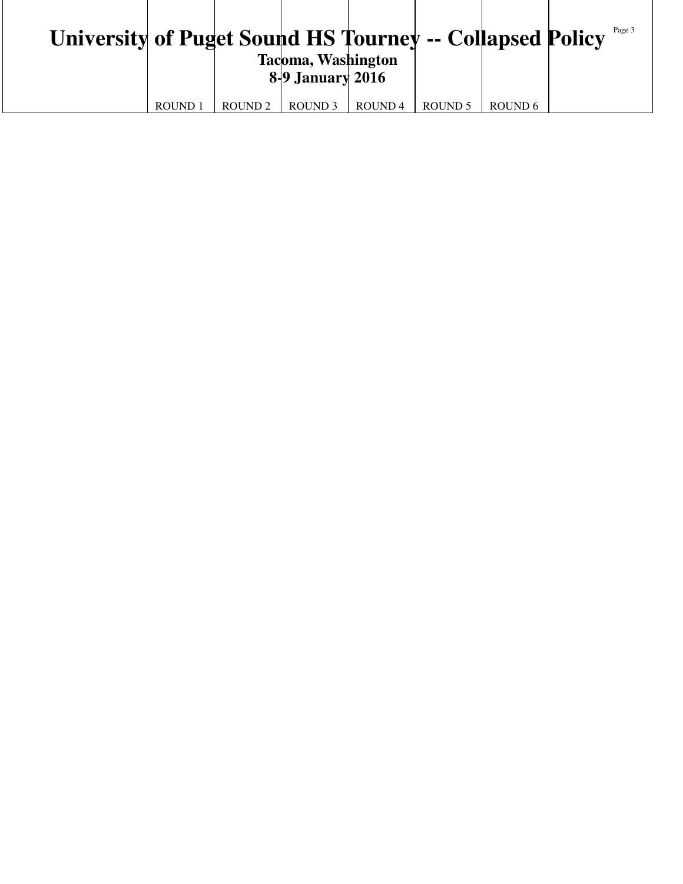# University of Puget Sound HS Tourney -- Collapsed Policy

**Tacoma, Washington**
**8-9 January 2016**

| | ROUND 1 | ROUND 2 | ROUND 3 | ROUND 4 | ROUND 5 | ROUND 6 | |
|---|---|---|---|---|---|---|---|